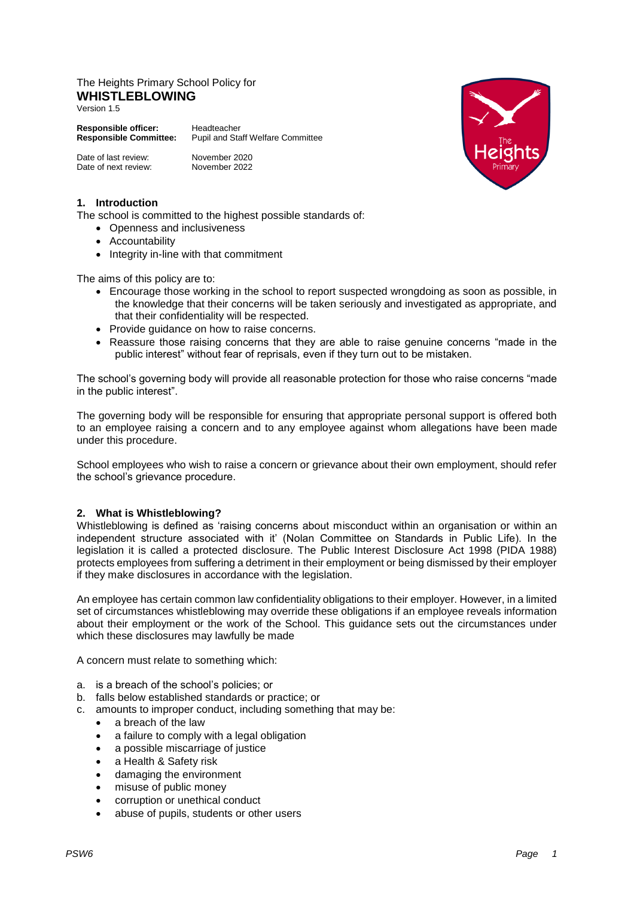The Heights Primary School Policy for

# WHISTLEBLOWING

Version 1.5

**Responsible officer:** Headteacher
**Responsible Committee:** Pupil and Staff Welfare Committee

Date of last review: November 2020
Date of next review: November 2022

## 1. Introduction

The school is committed to the highest possible standards of:

- Openness and inclusiveness
- Accountability
- Integrity in-line with that commitment

The aims of this policy are to:

- Encourage those working in the school to report suspected wrongdoing as soon as possible, in the knowledge that their concerns will be taken seriously and investigated as appropriate, and that their confidentiality will be respected.
- Provide guidance on how to raise concerns.
- Reassure those raising concerns that they are able to raise genuine concerns "made in the public interest" without fear of reprisals, even if they turn out to be mistaken.

The school's governing body will provide all reasonable protection for those who raise concerns "made in the public interest".

The governing body will be responsible for ensuring that appropriate personal support is offered both to an employee raising a concern and to any employee against whom allegations have been made under this procedure.

School employees who wish to raise a concern or grievance about their own employment, should refer the school's grievance procedure.

## 2. What is Whistleblowing?

Whistleblowing is defined as 'raising concerns about misconduct within an organisation or within an independent structure associated with it' (Nolan Committee on Standards in Public Life). In the legislation it is called a protected disclosure. The Public Interest Disclosure Act 1998 (PIDA 1988) protects employees from suffering a detriment in their employment or being dismissed by their employer if they make disclosures in accordance with the legislation.

An employee has certain common law confidentiality obligations to their employer. However, in a limited set of circumstances whistleblowing may override these obligations if an employee reveals information about their employment or the work of the School. This guidance sets out the circumstances under which these disclosures may lawfully be made

A concern must relate to something which:

a. is a breach of the school's policies; or
b. falls below established standards or practice; or
c. amounts to improper conduct, including something that may be:
    - a breach of the law
    - a failure to comply with a legal obligation
    - a possible miscarriage of justice
    - a Health & Safety risk
    - damaging the environment
    - misuse of public money
    - corruption or unethical conduct
    - abuse of pupils, students or other users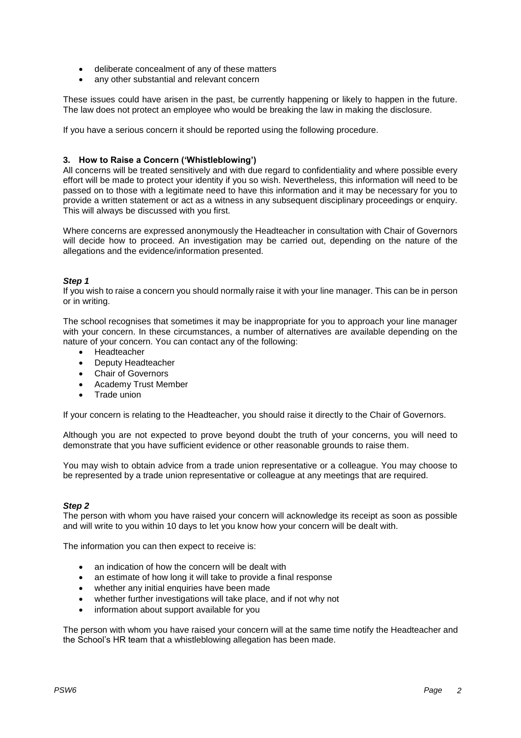- deliberate concealment of any of these matters
- any other substantial and relevant concern

These issues could have arisen in the past, be currently happening or likely to happen in the future. The law does not protect an employee who would be breaking the law in making the disclosure.

If you have a serious concern it should be reported using the following procedure.

### 3. How to Raise a Concern ('Whistleblowing')

All concerns will be treated sensitively and with due regard to confidentiality and where possible every effort will be made to protect your identity if you so wish. Nevertheless, this information will need to be passed on to those with a legitimate need to have this information and it may be necessary for you to provide a written statement or act as a witness in any subsequent disciplinary proceedings or enquiry. This will always be discussed with you first.

Where concerns are expressed anonymously the Headteacher in consultation with Chair of Governors will decide how to proceed. An investigation may be carried out, depending on the nature of the allegations and the evidence/information presented.

***Step 1***

If you wish to raise a concern you should normally raise it with your line manager. This can be in person or in writing.

The school recognises that sometimes it may be inappropriate for you to approach your line manager with your concern. In these circumstances, a number of alternatives are available depending on the nature of your concern. You can contact any of the following:

- Headteacher
- Deputy Headteacher
- Chair of Governors
- Academy Trust Member
- Trade union

If your concern is relating to the Headteacher, you should raise it directly to the Chair of Governors.

Although you are not expected to prove beyond doubt the truth of your concerns, you will need to demonstrate that you have sufficient evidence or other reasonable grounds to raise them.

You may wish to obtain advice from a trade union representative or a colleague. You may choose to be represented by a trade union representative or colleague at any meetings that are required.

***Step 2***

The person with whom you have raised your concern will acknowledge its receipt as soon as possible and will write to you within 10 days to let you know how your concern will be dealt with.

The information you can then expect to receive is:

- an indication of how the concern will be dealt with
- an estimate of how long it will take to provide a final response
- whether any initial enquiries have been made
- whether further investigations will take place, and if not why not
- information about support available for you

The person with whom you have raised your concern will at the same time notify the Headteacher and the School's HR team that a whistleblowing allegation has been made.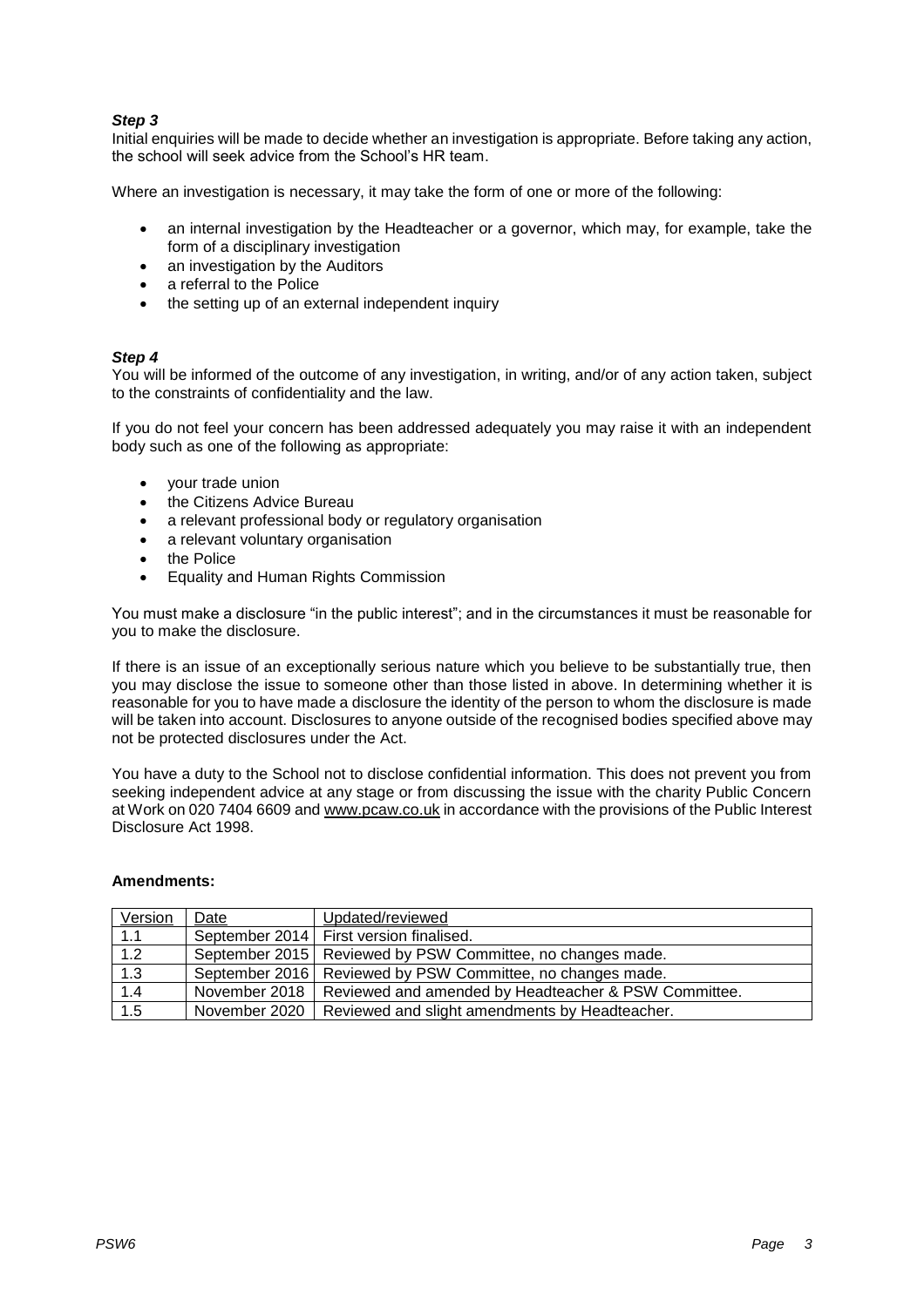***Step 3***

Initial enquiries will be made to decide whether an investigation is appropriate. Before taking any action, the school will seek advice from the School's HR team.

Where an investigation is necessary, it may take the form of one or more of the following:

- an internal investigation by the Headteacher or a governor, which may, for example, take the form of a disciplinary investigation
- an investigation by the Auditors
- a referral to the Police
- the setting up of an external independent inquiry

***Step 4***

You will be informed of the outcome of any investigation, in writing, and/or of any action taken, subject to the constraints of confidentiality and the law.

If you do not feel your concern has been addressed adequately you may raise it with an independent body such as one of the following as appropriate:

- your trade union
- the Citizens Advice Bureau
- a relevant professional body or regulatory organisation
- a relevant voluntary organisation
- the Police
- Equality and Human Rights Commission

You must make a disclosure "in the public interest"; and in the circumstances it must be reasonable for you to make the disclosure.

If there is an issue of an exceptionally serious nature which you believe to be substantially true, then you may disclose the issue to someone other than those listed in above. In determining whether it is reasonable for you to have made a disclosure the identity of the person to whom the disclosure is made will be taken into account. Disclosures to anyone outside of the recognised bodies specified above may not be protected disclosures under the Act.

You have a duty to the School not to disclose confidential information. This does not prevent you from seeking independent advice at any stage or from discussing the issue with the charity Public Concern at Work on 020 7404 6609 and www.pcaw.co.uk in accordance with the provisions of the Public Interest Disclosure Act 1998.

**Amendments:**

| Version | Date | Updated/reviewed |
|---|---|---|
| 1.1 | September 2014 | First version finalised. |
| 1.2 | September 2015 | Reviewed by PSW Committee, no changes made. |
| 1.3 | September 2016 | Reviewed by PSW Committee, no changes made. |
| 1.4 | November 2018 | Reviewed and amended by Headteacher & PSW Committee. |
| 1.5 | November 2020 | Reviewed and slight amendments by Headteacher. |